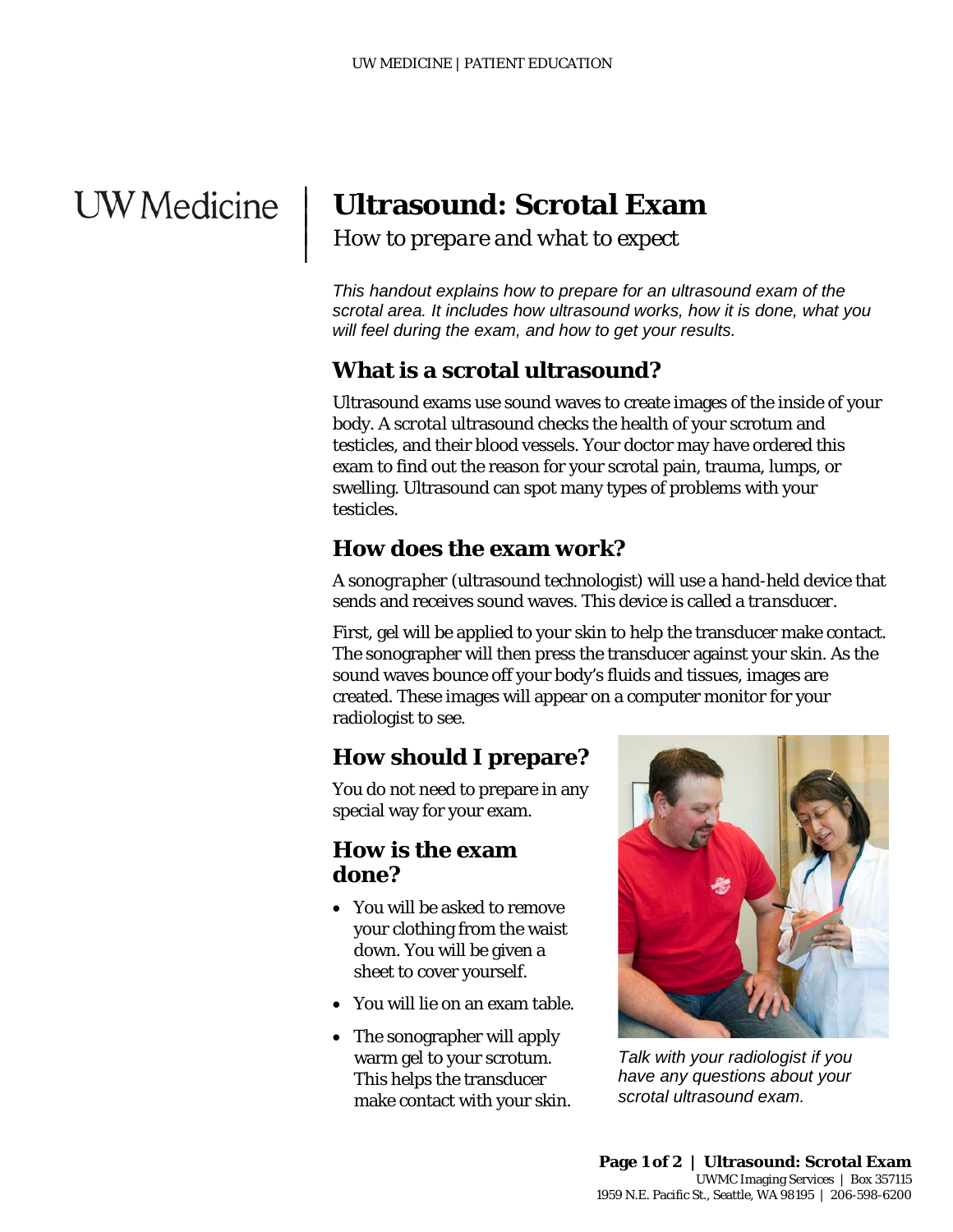# Ultrasound: Scrotal Exam

*How to prepare and what to expect*

*This handout explains how to prepare for an ultrasound exam of the scrotal area. It includes how ultrasound works, how it is done, what you will feel during the exam, and how to get your results.*

## What is a scrotal ultrasound?

Ultrasound exams use sound waves to create images of the inside of your body. A *scrotal* ultrasound checks the health of your scrotum and testicles, and their blood vessels. Your doctor may have ordered this exam to find out the reason for your scrotal pain, trauma, lumps, or swelling. Ultrasound can spot many types of problems with your testicles.

## How does the exam work?

A *sonographer* (ultrasound technologist) will use a hand-held device that sends and receives sound waves. This device is called a *transducer*.

First, gel will be applied to your skin to help the transducer make contact. The sonographer will then press the transducer against your skin. As the sound waves bounce off your body's fluids and tissues, images are created. These images will appear on a computer monitor for your radiologist to see.

## How should I prepare?

You do not need to prepare in any special way for your exam.

## How is the exam done?

- You will be asked to remove your clothing from the waist down. You will be given a sheet to cover yourself.
- You will lie on an exam table.
- The sonographer will apply warm gel to your scrotum. This helps the transducer make contact with your skin.

*Talk with your radiologist if you have any questions about your scrotal ultrasound exam.*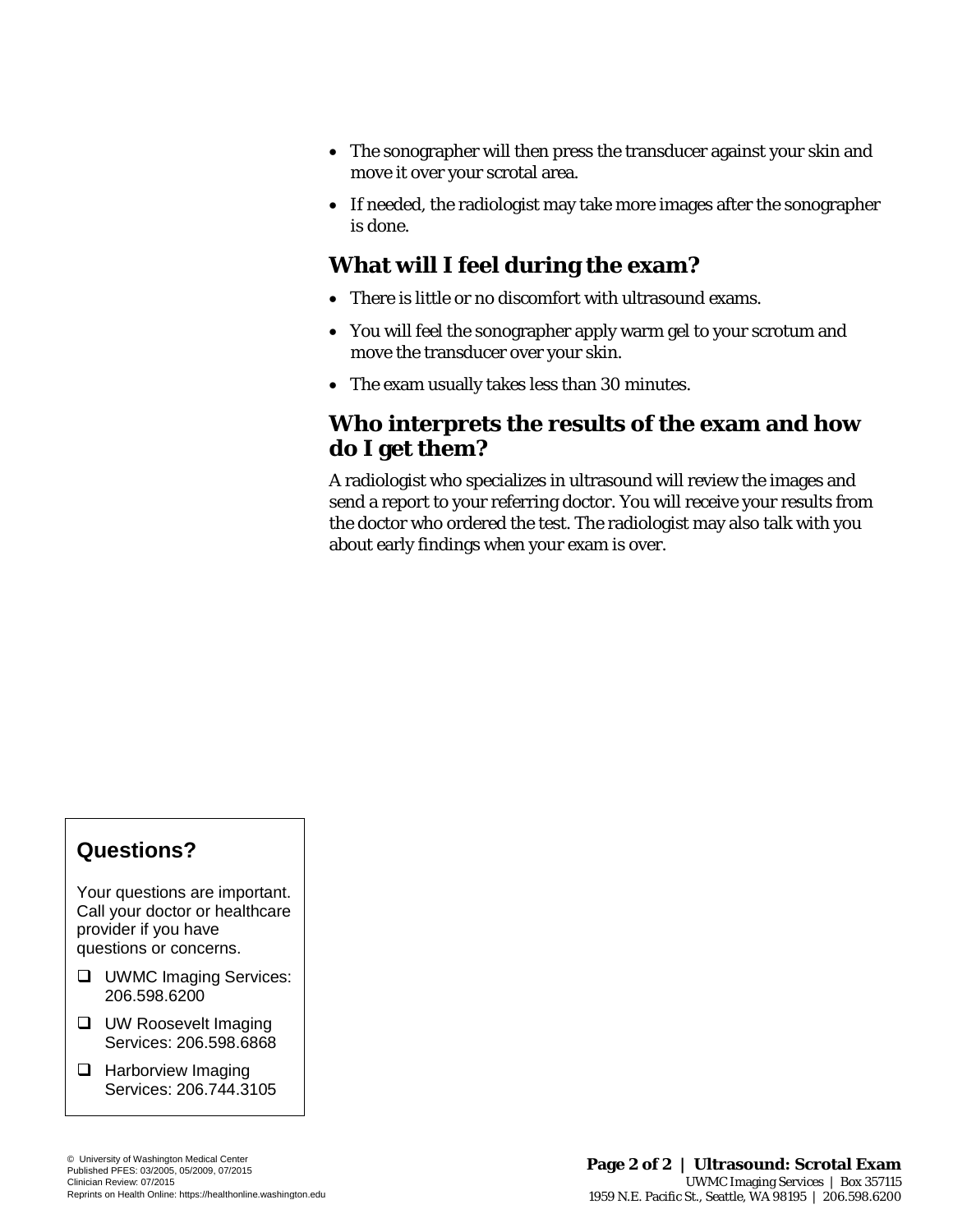- The sonographer will then press the transducer against your skin and move it over your scrotal area.
- If needed, the radiologist may take more images after the sonographer is done.

## What will I feel during the exam?

- There is little or no discomfort with ultrasound exams.
- You will feel the sonographer apply warm gel to your scrotum and move the transducer over your skin.
- The exam usually takes less than 30 minutes.

## Who interprets the results of the exam and how do I get them?

A radiologist who specializes in ultrasound will review the images and send a report to your referring doctor. You will receive your results from the doctor who ordered the test. The radiologist may also talk with you about early findings when your exam is over.

### Questions?

Your questions are important. Call your doctor or healthcare provider if you have questions or concerns.

- ❑ UWMC Imaging Services: 206.598.6200
- ❑ UW Roosevelt Imaging Services: 206.598.6868
- ❑ Harborview Imaging Services: 206.744.3105

© University of Washington Medical Center
Published PFES: 03/2005, 05/2009, 07/2015
Clinician Review: 07/2015
Reprints on Health Online: https://healthonline.washington.edu

UWMC Imaging Services | Box 357115
1959 N.E. Pacific St., Seattle, WA 98195 | 206.598.6200